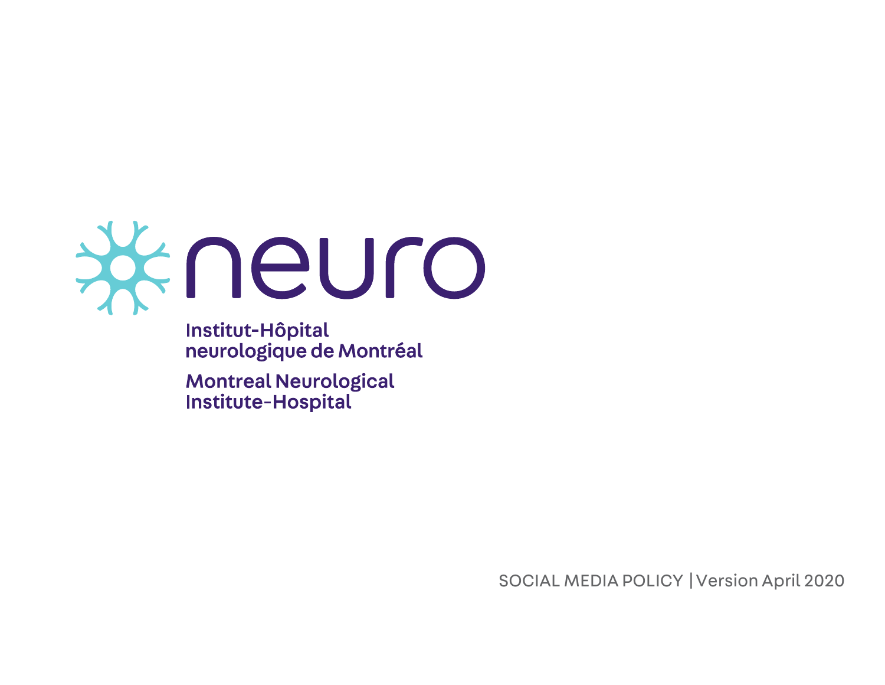# neuro

**Institut-Hôpital neurologique de Montréal**

**Montreal Neurological Institute-Hospital**

SOCIAL MEDIA POLICY | Version April 2020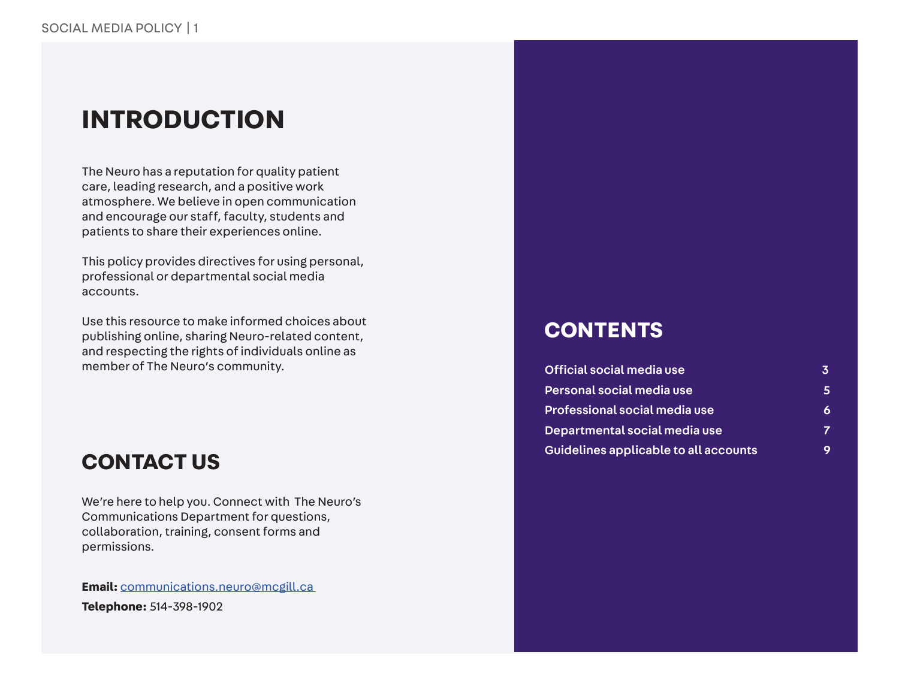# INTRODUCTION

The Neuro has a reputation for quality patient care, leading research, and a positive work atmosphere. We believe in open communication and encourage our staff, faculty, students and patients to share their experiences online.

This policy provides directives for using personal, professional or departmental social media accounts.

Use this resource to make informed choices about publishing online, sharing Neuro-related content, and respecting the rights of individuals online as member of The Neuro's community.

# CONTACT US

We're here to help you. Connect with The Neuro's Communications Department for questions, collaboration, training, consent forms and permissions.

**Email:** communications.neuro@mcgill.ca

**Telephone:** 514-398-1902

# CONTENTS

| | |
|---|---|
| Official social media use | 3 |
| Personal social media use | 5 |
| Professional social media use | 6 |
| Departmental social media use | 7 |
| Guidelines applicable to all accounts | 9 |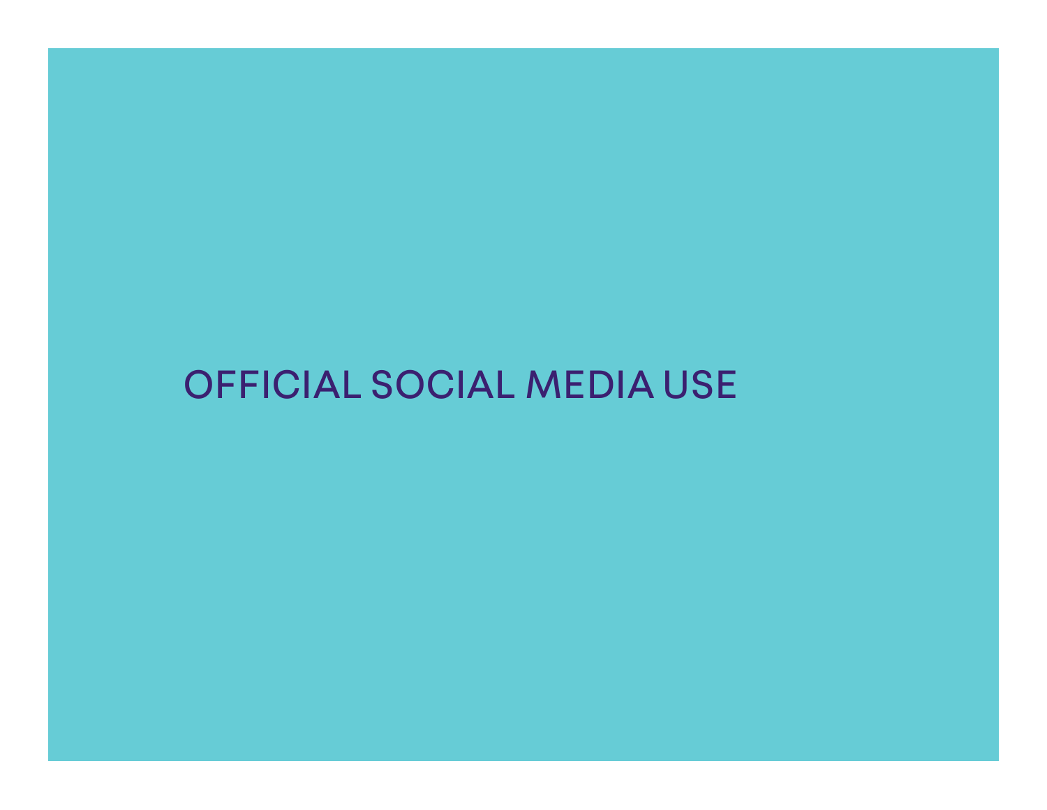# OFFICIAL SOCIAL MEDIA USE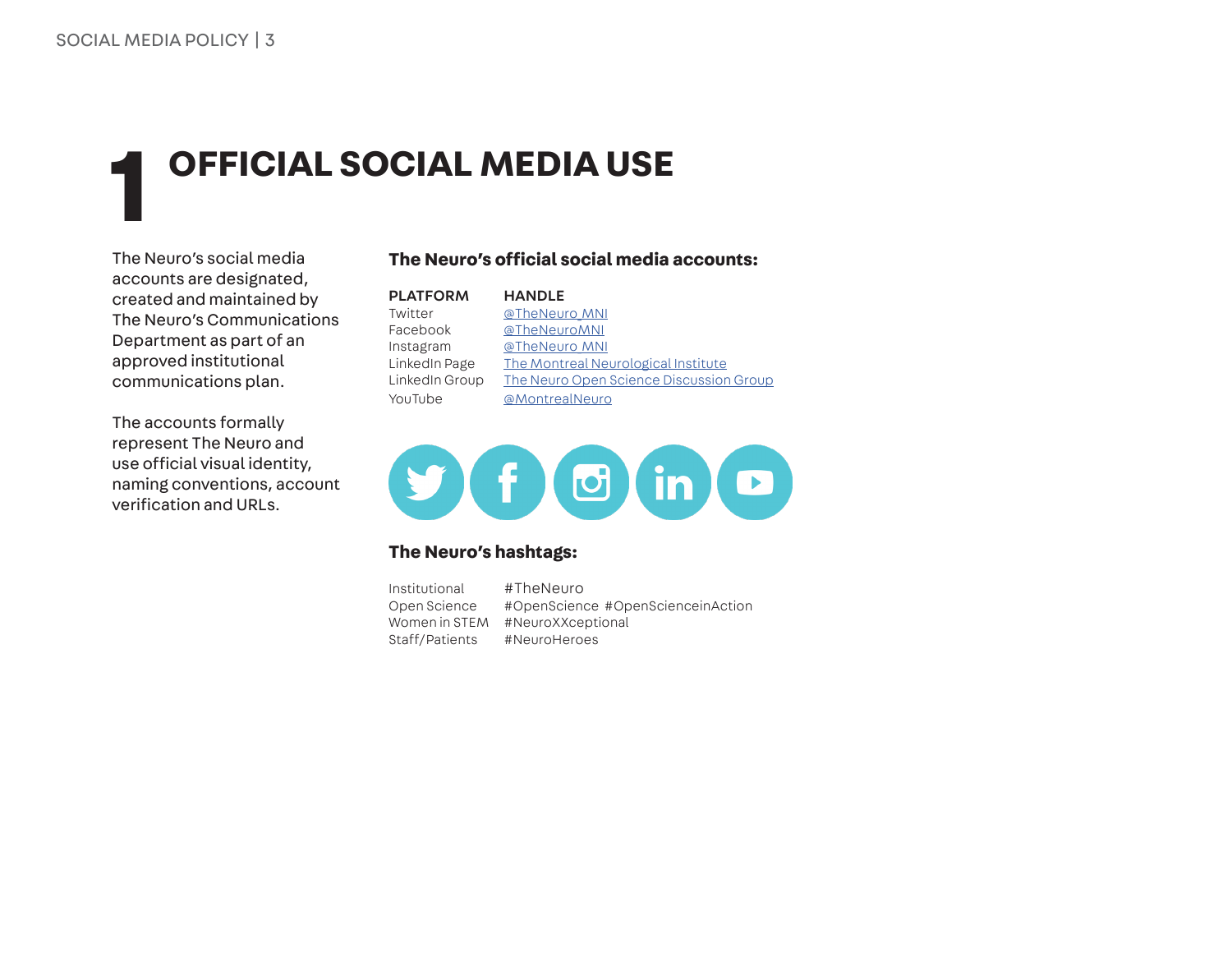# 1 OFFICIAL SOCIAL MEDIA USE

The Neuro's social media accounts are designated, created and maintained by The Neuro's Communications Department as part of an approved institutional communications plan.

The accounts formally represent The Neuro and use official visual identity, naming conventions, account verification and URLs.

**The Neuro's official social media accounts:**

| PLATFORM | HANDLE |
|---|---|
| Twitter | @TheNeuro_MNI |
| Facebook | @TheNeuroMNI |
| Instagram | @TheNeuro_MNI |
| LinkedIn Page | The Montreal Neurological Institute |
| LinkedIn Group | The Neuro Open Science Discussion Group |
| YouTube | @MontrealNeuro |

**The Neuro's hashtags:**

| | |
|---|---|
| Institutional | #TheNeuro |
| Open Science | #OpenScience #OpenScienceinAction |
| Women in STEM | #NeuroXXceptional |
| Staff/Patients | #NeuroHeroes |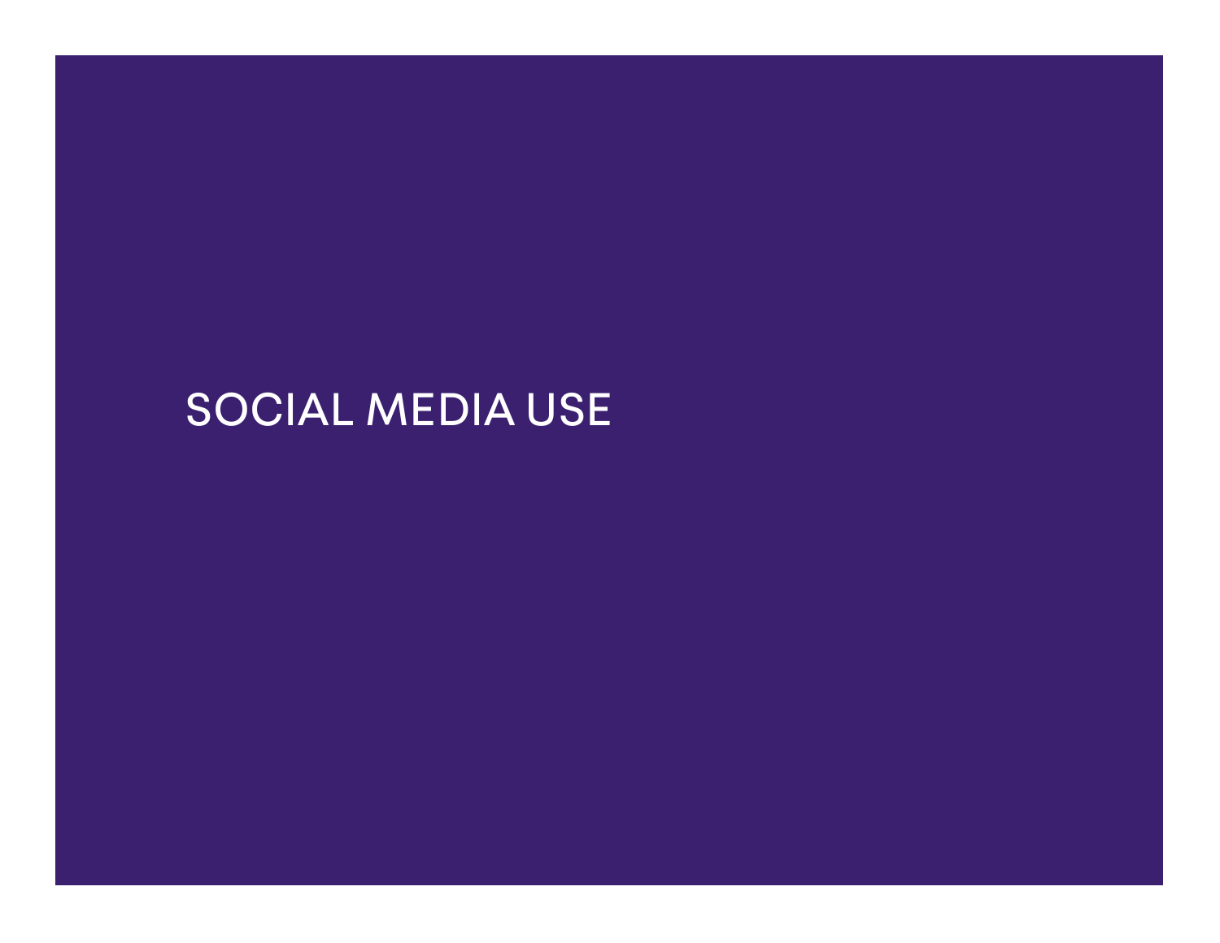# SOCIAL MEDIA USE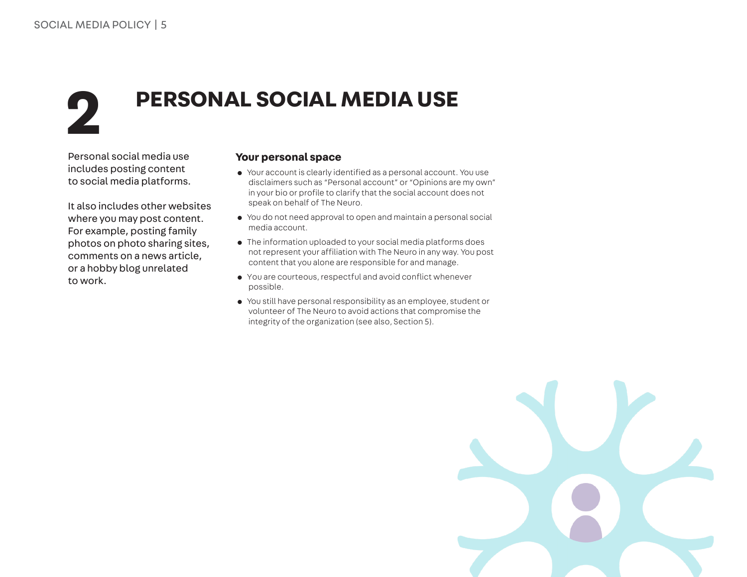# 2 PERSONAL SOCIAL MEDIA USE

Personal social media use includes posting content to social media platforms.

It also includes other websites where you may post content. For example, posting family photos on photo sharing sites, comments on a news article, or a hobby blog unrelated to work.

### Your personal space

- Your account is clearly identified as a personal account. You use disclaimers such as "Personal account" or "Opinions are my own" in your bio or profile to clarify that the social account does not speak on behalf of The Neuro.
- You do not need approval to open and maintain a personal social media account.
- The information uploaded to your social media platforms does not represent your affiliation with The Neuro in any way. You post content that you alone are responsible for and manage.
- You are courteous, respectful and avoid conflict whenever possible.
- You still have personal responsibility as an employee, student or volunteer of The Neuro to avoid actions that compromise the integrity of the organization (see also, Section 5).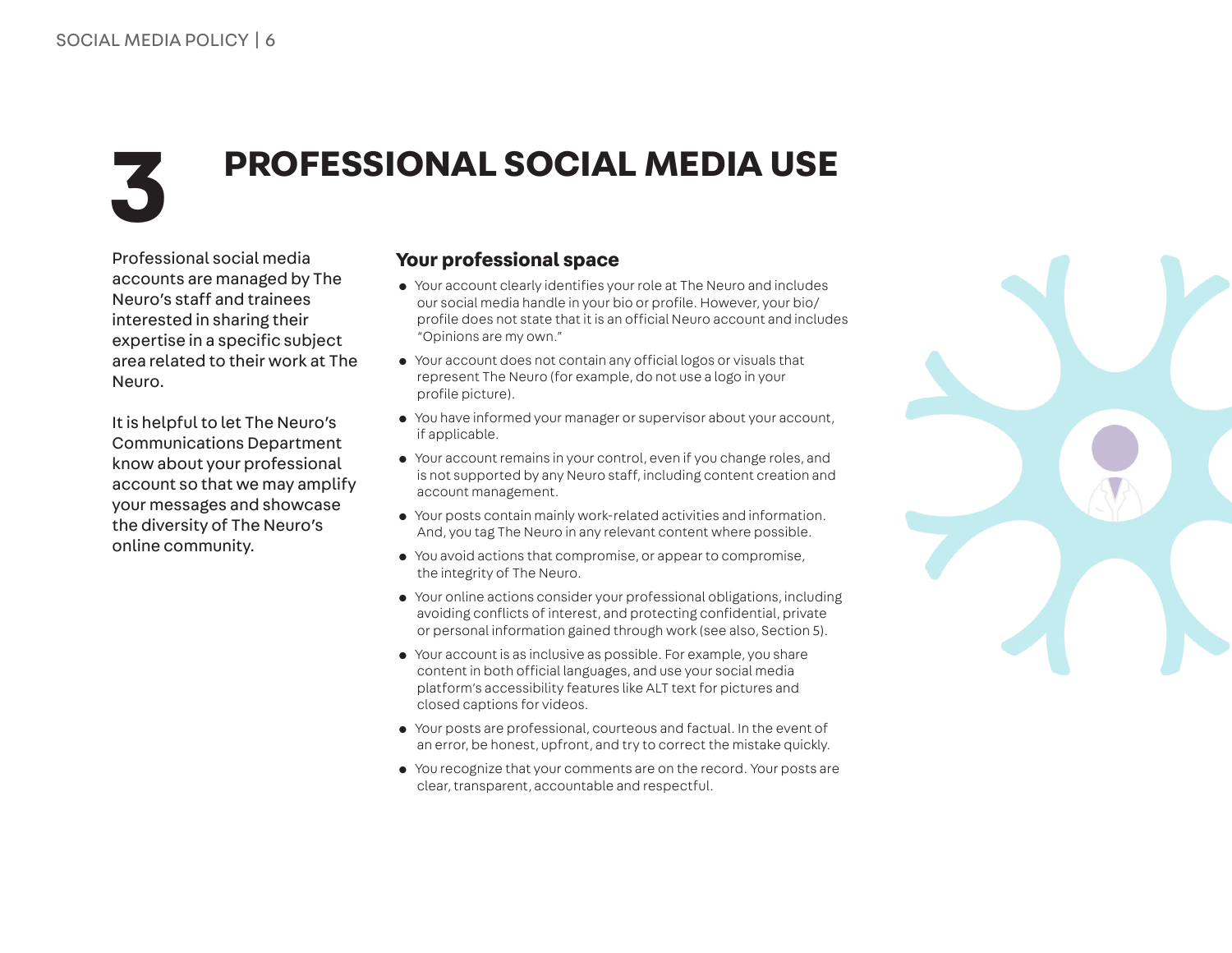# 3 PROFESSIONAL SOCIAL MEDIA USE

Professional social media accounts are managed by The Neuro's staff and trainees interested in sharing their expertise in a specific subject area related to their work at The Neuro.

It is helpful to let The Neuro's Communications Department know about your professional account so that we may amplify your messages and showcase the diversity of The Neuro's online community.

## Your professional space

- Your account clearly identifies your role at The Neuro and includes our social media handle in your bio or profile. However, your bio/ profile does not state that it is an official Neuro account and includes "Opinions are my own."
- Your account does not contain any official logos or visuals that represent The Neuro (for example, do not use a logo in your profile picture).
- You have informed your manager or supervisor about your account, if applicable.
- Your account remains in your control, even if you change roles, and is not supported by any Neuro staff, including content creation and account management.
- Your posts contain mainly work-related activities and information. And, you tag The Neuro in any relevant content where possible.
- You avoid actions that compromise, or appear to compromise, the integrity of The Neuro.
- Your online actions consider your professional obligations, including avoiding conflicts of interest, and protecting confidential, private or personal information gained through work (see also, Section 5).
- Your account is as inclusive as possible. For example, you share content in both official languages, and use your social media platform's accessibility features like ALT text for pictures and closed captions for videos.
- Your posts are professional, courteous and factual. In the event of an error, be honest, upfront, and try to correct the mistake quickly.
- You recognize that your comments are on the record. Your posts are clear, transparent, accountable and respectful.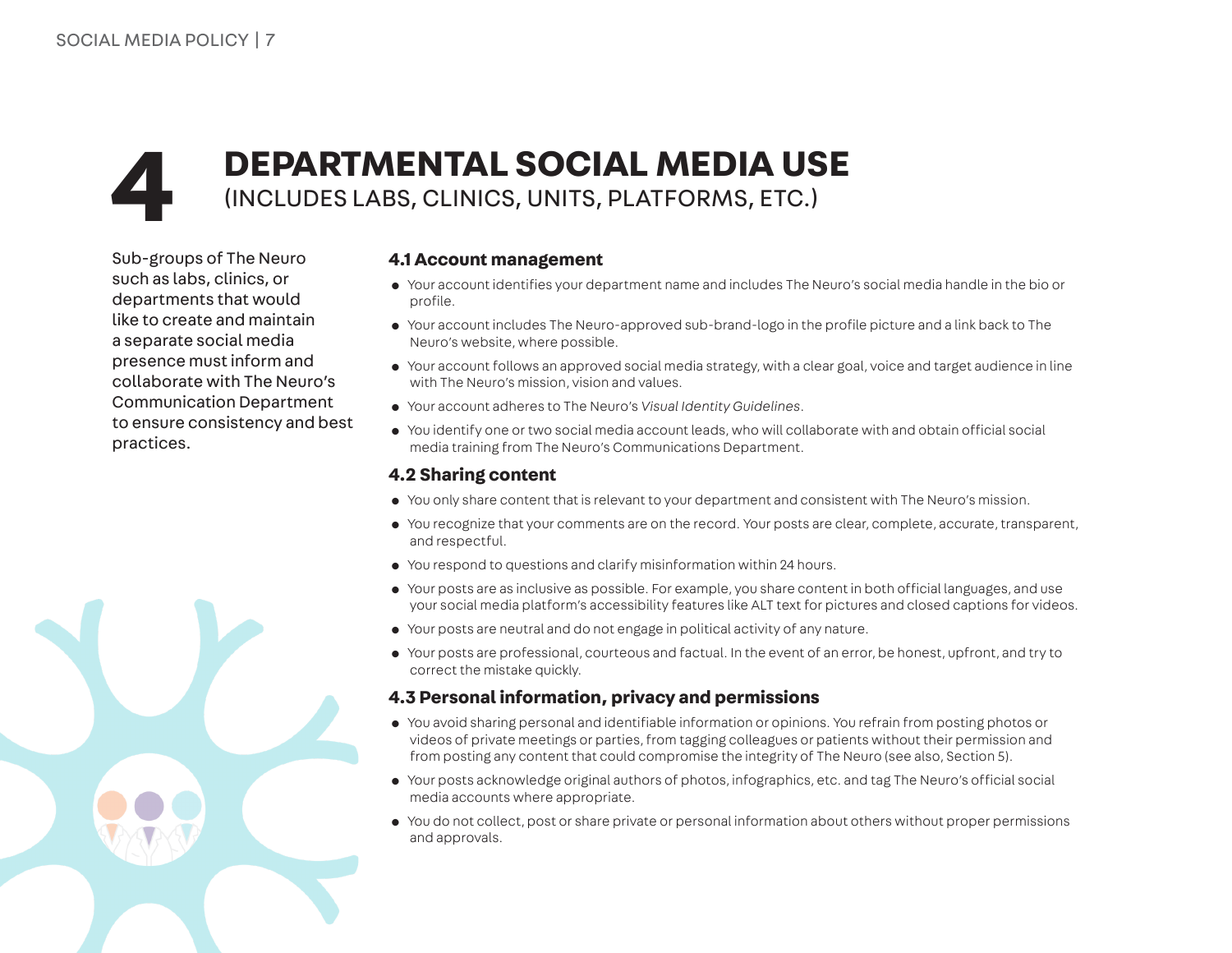# 4 DEPARTMENTAL SOCIAL MEDIA USE
(INCLUDES LABS, CLINICS, UNITS, PLATFORMS, ETC.)

Sub-groups of The Neuro such as labs, clinics, or departments that would like to create and maintain a separate social media presence must inform and collaborate with The Neuro's Communication Department to ensure consistency and best practices.

## 4.1 Account management

- Your account identifies your department name and includes The Neuro's social media handle in the bio or profile.
- Your account includes The Neuro-approved sub-brand-logo in the profile picture and a link back to The Neuro's website, where possible.
- Your account follows an approved social media strategy, with a clear goal, voice and target audience in line with The Neuro's mission, vision and values.
- Your account adheres to The Neuro's *Visual Identity Guidelines*.
- You identify one or two social media account leads, who will collaborate with and obtain official social media training from The Neuro's Communications Department.

## 4.2 Sharing content

- You only share content that is relevant to your department and consistent with The Neuro's mission.
- You recognize that your comments are on the record. Your posts are clear, complete, accurate, transparent, and respectful.
- You respond to questions and clarify misinformation within 24 hours.
- Your posts are as inclusive as possible. For example, you share content in both official languages, and use your social media platform's accessibility features like ALT text for pictures and closed captions for videos.
- Your posts are neutral and do not engage in political activity of any nature.
- Your posts are professional, courteous and factual. In the event of an error, be honest, upfront, and try to correct the mistake quickly.

## 4.3 Personal information, privacy and permissions

- You avoid sharing personal and identifiable information or opinions. You refrain from posting photos or videos of private meetings or parties, from tagging colleagues or patients without their permission and from posting any content that could compromise the integrity of The Neuro (see also, Section 5).
- Your posts acknowledge original authors of photos, infographics, etc. and tag The Neuro's official social media accounts where appropriate.
- You do not collect, post or share private or personal information about others without proper permissions and approvals.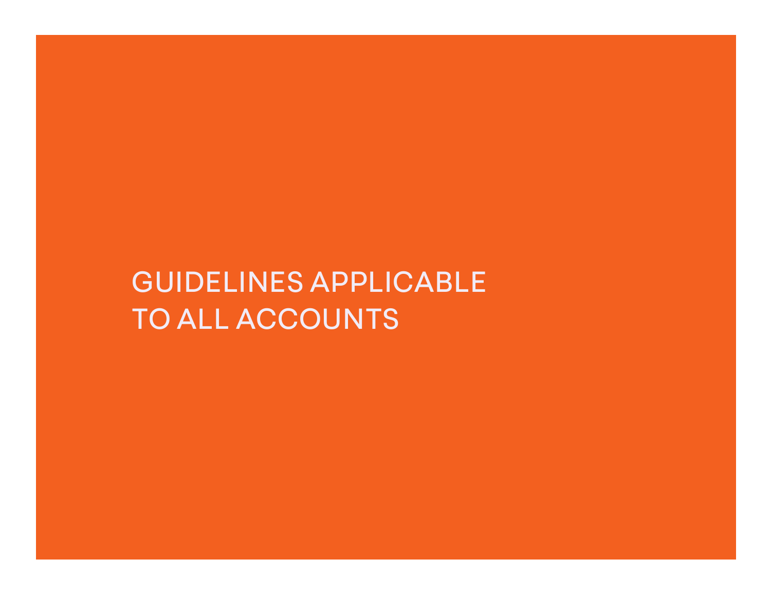# GUIDELINES APPLICABLE TO ALL ACCOUNTS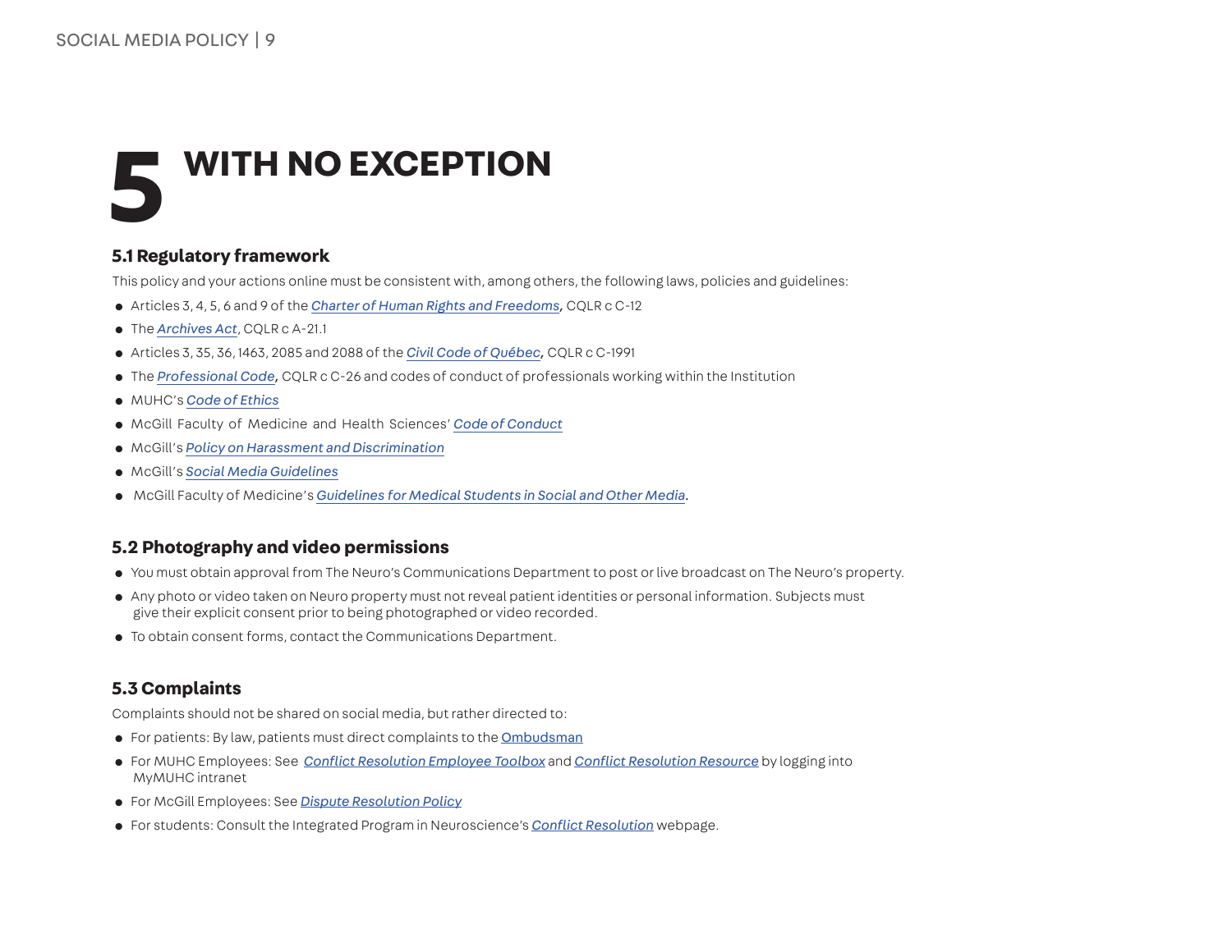# 5 WITH NO EXCEPTION

## 5.1 Regulatory framework

This policy and your actions online must be consistent with, among others, the following laws, policies and guidelines:

- Articles 3, 4, 5, 6 and 9 of the *Charter of Human Rights and Freedoms*, CQLR c C-12
- The *Archives Act*, CQLR c A-21.1
- Articles 3, 35, 36, 1463, 2085 and 2088 of the *Civil Code of Québec*, CQLR c C-1991
- The *Professional Code*, CQLR c C-26 and codes of conduct of professionals working within the Institution
- MUHC's *Code of Ethics*
- McGill Faculty of Medicine and Health Sciences' *Code of Conduct*
- McGill's *Policy on Harassment and Discrimination*
- McGill's *Social Media Guidelines*
- McGill Faculty of Medicine's *Guidelines for Medical Students in Social and Other Media*.

## 5.2 Photography and video permissions

- You must obtain approval from The Neuro's Communications Department to post or live broadcast on The Neuro's property.
- Any photo or video taken on Neuro property must not reveal patient identities or personal information. Subjects must give their explicit consent prior to being photographed or video recorded.
- To obtain consent forms, contact the Communications Department.

## 5.3 Complaints

Complaints should not be shared on social media, but rather directed to:

- For patients: By law, patients must direct complaints to the Ombudsman
- For MUHC Employees: See *Conflict Resolution Employee Toolbox* and *Conflict Resolution Resource* by logging into MyMUHC intranet
- For McGill Employees: See *Dispute Resolution Policy*
- For students: Consult the Integrated Program in Neuroscience's *Conflict Resolution* webpage.